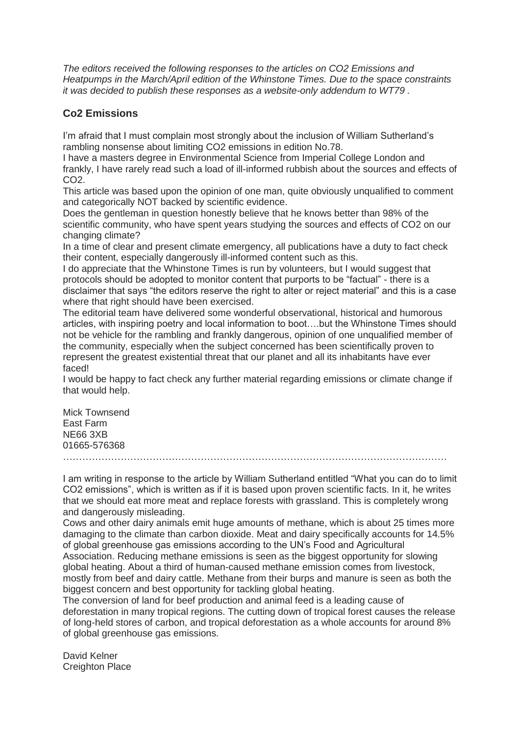*The editors received the following responses to the articles on CO2 Emissions and Heatpumps in the March/April edition of the Whinstone Times. Due to the space constraints it was decided to publish these responses as a website-only addendum to WT79 .*

## Co2 Emissions

I'm afraid that I must complain most strongly about the inclusion of William Sutherland's rambling nonsense about limiting $CO_2$ emissions in edition No.78.

I have a masters degree in Environmental Science from Imperial College London and frankly, I have rarely read such a load of ill-informed rubbish about the sources and effects of $CO_2$.

This article was based upon the opinion of one man, quite obviously unqualified to comment and categorically NOT backed by scientific evidence.

Does the gentleman in question honestly believe that he knows better than 98% of the scientific community, who have spent years studying the sources and effects of $CO_2$ on our changing climate?

In a time of clear and present climate emergency, all publications have a duty to fact check their content, especially dangerously ill-informed content such as this.

I do appreciate that the Whinstone Times is run by volunteers, but I would suggest that protocols should be adopted to monitor content that purports to be "factual" - there is a disclaimer that says "the editors reserve the right to alter or reject material" and this is a case where that right should have been exercised.

The editorial team have delivered some wonderful observational, historical and humorous articles, with inspiring poetry and local information to boot….but the Whinstone Times should not be vehicle for the rambling and frankly dangerous, opinion of one unqualified member of the community, especially when the subject concerned has been scientifically proven to represent the greatest existential threat that our planet and all its inhabitants have ever faced!

I would be happy to fact check any further material regarding emissions or climate change if that would help.

Mick Townsend
East Farm
NE66 3XB
01665-576368

…………………………………………………………………………………………………………

I am writing in response to the article by William Sutherland entitled "What you can do to limit $CO_2$ emissions", which is written as if it is based upon proven scientific facts. In it, he writes that we should eat more meat and replace forests with grassland. This is completely wrong and dangerously misleading.

Cows and other dairy animals emit huge amounts of methane, which is about 25 times more damaging to the climate than carbon dioxide. Meat and dairy specifically accounts for 14.5% of global greenhouse gas emissions according to the UN's Food and Agricultural Association. Reducing methane emissions is seen as the biggest opportunity for slowing global heating. About a third of human-caused methane emission comes from livestock, mostly from beef and dairy cattle. Methane from their burps and manure is seen as both the biggest concern and best opportunity for tackling global heating.

The conversion of land for beef production and animal feed is a leading cause of deforestation in many tropical regions. The cutting down of tropical forest causes the release of long-held stores of carbon, and tropical deforestation as a whole accounts for around 8% of global greenhouse gas emissions.

David Kelner
Creighton Place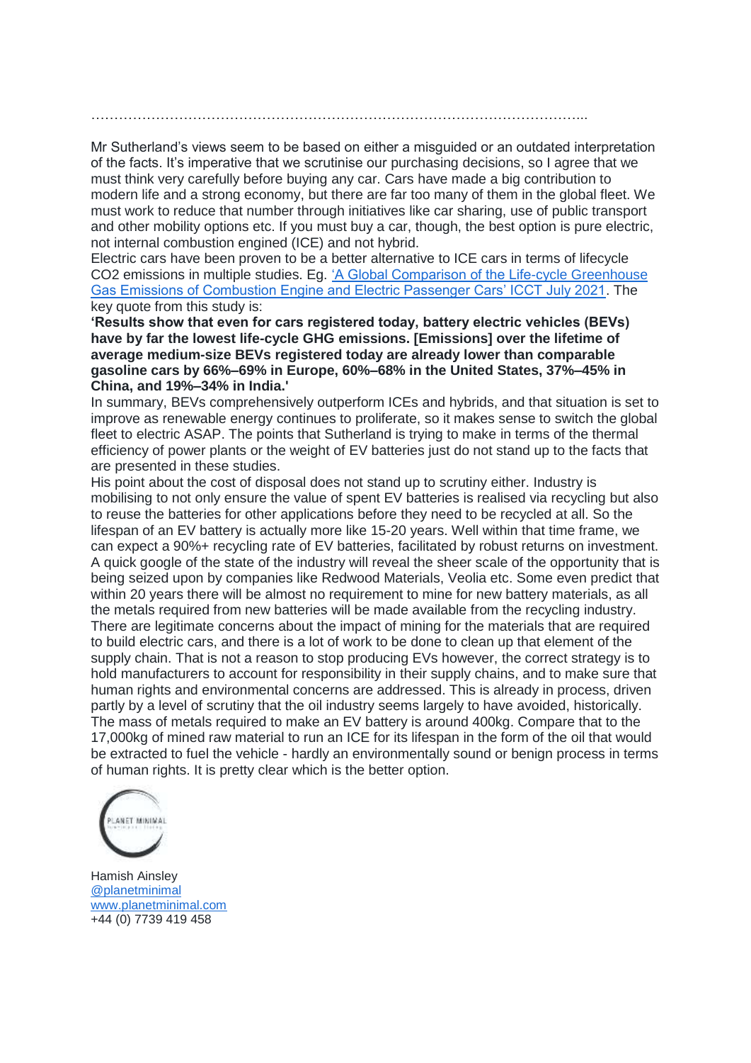……………………………………………………………………………………………..

Mr Sutherland's views seem to be based on either a misguided or an outdated interpretation of the facts. It's imperative that we scrutinise our purchasing decisions, so I agree that we must think very carefully before buying any car. Cars have made a big contribution to modern life and a strong economy, but there are far too many of them in the global fleet. We must work to reduce that number through initiatives like car sharing, use of public transport and other mobility options etc. If you must buy a car, though, the best option is pure electric, not internal combustion engined (ICE) and not hybrid.

Electric cars have been proven to be a better alternative to ICE cars in terms of lifecycle $CO_2$ emissions in multiple studies. Eg. 'A Global Comparison of the Life-cycle Greenhouse Gas Emissions of Combustion Engine and Electric Passenger Cars' ICCT July 2021. The key quote from this study is:

**'Results show that even for cars registered today, battery electric vehicles (BEVs) have by far the lowest life-cycle GHG emissions. [Emissions] over the lifetime of average medium-size BEVs registered today are already lower than comparable gasoline cars by 66%–69% in Europe, 60%–68% in the United States, 37%–45% in China, and 19%–34% in India.'**

In summary, BEVs comprehensively outperform ICEs and hybrids, and that situation is set to improve as renewable energy continues to proliferate, so it makes sense to switch the global fleet to electric ASAP. The points that Sutherland is trying to make in terms of the thermal efficiency of power plants or the weight of EV batteries just do not stand up to the facts that are presented in these studies.

His point about the cost of disposal does not stand up to scrutiny either. Industry is mobilising to not only ensure the value of spent EV batteries is realised via recycling but also to reuse the batteries for other applications before they need to be recycled at all. So the lifespan of an EV battery is actually more like 15-20 years. Well within that time frame, we can expect a 90%+ recycling rate of EV batteries, facilitated by robust returns on investment. A quick google of the state of the industry will reveal the sheer scale of the opportunity that is being seized upon by companies like Redwood Materials, Veolia etc. Some even predict that within 20 years there will be almost no requirement to mine for new battery materials, as all the metals required from new batteries will be made available from the recycling industry.

There are legitimate concerns about the impact of mining for the materials that are required to build electric cars, and there is a lot of work to be done to clean up that element of the supply chain. That is not a reason to stop producing EVs however, the correct strategy is to hold manufacturers to account for responsibility in their supply chains, and to make sure that human rights and environmental concerns are addressed. This is already in process, driven partly by a level of scrutiny that the oil industry seems largely to have avoided, historically.

The mass of metals required to make an EV battery is around 400kg. Compare that to the 17,000kg of mined raw material to run an ICE for its lifespan in the form of the oil that would be extracted to fuel the vehicle - hardly an environmentally sound or benign process in terms of human rights. It is pretty clear which is the better option.

PLANET MINIMAL

Hamish Ainsley
@planetminimal
www.planetminimal.com
+44 (0) 7739 419 458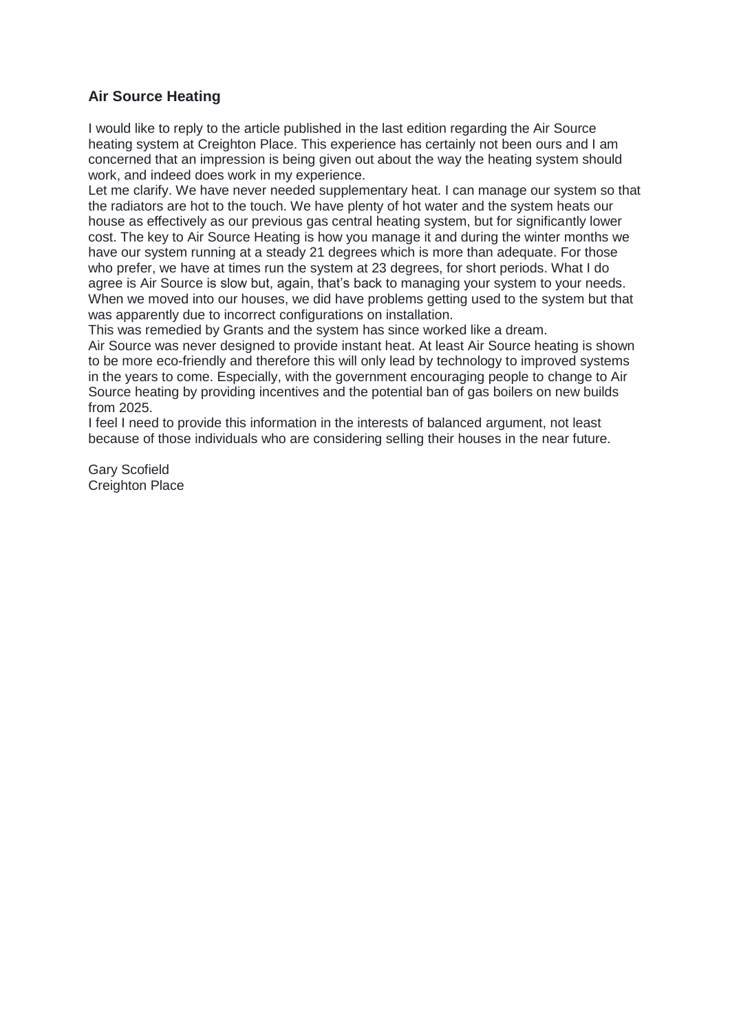### Air Source Heating

I would like to reply to the article published in the last edition regarding the Air Source heating system at Creighton Place. This experience has certainly not been ours and I am concerned that an impression is being given out about the way the heating system should work, and indeed does work in my experience.

Let me clarify. We have never needed supplementary heat. I can manage our system so that the radiators are hot to the touch. We have plenty of hot water and the system heats our house as effectively as our previous gas central heating system, but for significantly lower cost. The key to Air Source Heating is how you manage it and during the winter months we have our system running at a steady 21 degrees which is more than adequate. For those who prefer, we have at times run the system at 23 degrees, for short periods. What I do agree is Air Source is slow but, again, that's back to managing your system to your needs. When we moved into our houses, we did have problems getting used to the system but that was apparently due to incorrect configurations on installation.

This was remedied by Grants and the system has since worked like a dream.

Air Source was never designed to provide instant heat. At least Air Source heating is shown to be more eco-friendly and therefore this will only lead by technology to improved systems in the years to come. Especially, with the government encouraging people to change to Air Source heating by providing incentives and the potential ban of gas boilers on new builds from 2025.

I feel I need to provide this information in the interests of balanced argument, not least because of those individuals who are considering selling their houses in the near future.

Gary Scofield
Creighton Place